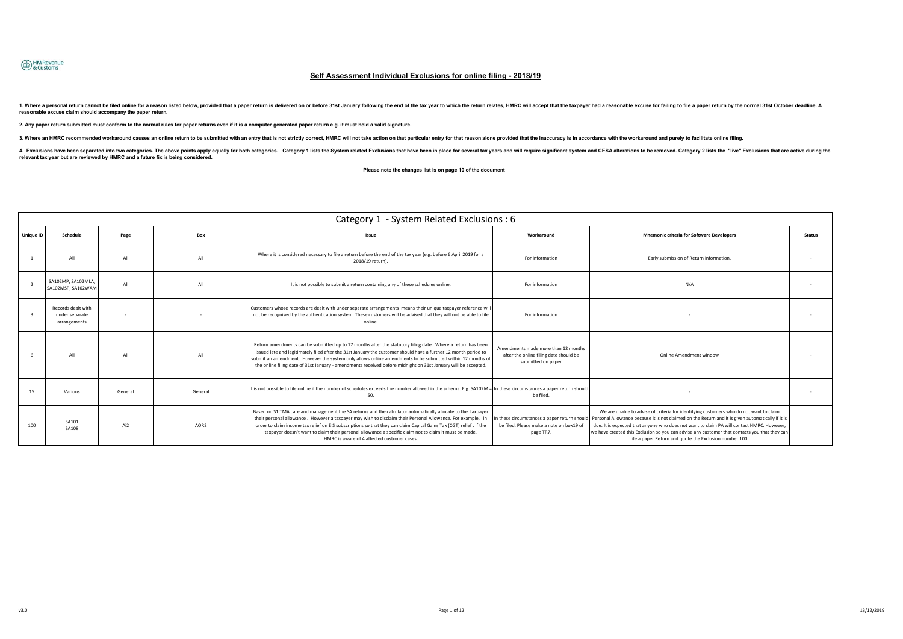# Self Assessment Individual Exclusions for online filing - 2018/19

**1. Where a personal return cannot be filed online for a reason listed below, provided that a paper return is delivered on or before 31st January following the end of the tax year to which the return relates, HMRC will accept that the taxpayer had a reasonable excuse for failing to file a paper return by the normal 31st October deadline. A reasonable excuse claim should accompany the paper return.**

**2. Any paper return submitted must conform to the normal rules for paper returns even if it is a computer generated paper return e.g. it must hold a valid signature.**

**3. Where an HMRC recommended workaround causes an online return to be submitted with an entry that is not strictly correct, HMRC will not take action on that particular entry for that reason alone provided that the inaccuracy is in accordance with the workaround and purely to facilitate online filing.**

**4. Exclusions have been separated into two categories. The above points apply equally for both categories. Category 1 lists the System related Exclusions that have been in place for several tax years and will require significant system and CESA alterations to be removed. Category 2 lists the "live" Exclusions that are active during the relevant tax year but are reviewed by HMRC and a future fix is being considered.**

**Please note the changes list is on page 10 of the document**

## Category 1 - System Related Exclusions : 6

| Unique ID | Schedule | Page | Box | Issue | Workaround | Mnemonic criteria for Software Developers | Status |
|---|---|---|---|---|---|---|---|
| 1 | All | All | All | Where it is considered necessary to file a return before the end of the tax year (e.g. before 6 April 2019 for a 2018/19 return). | For information | Early submission of Return information. | - |
| 2 | SA102MP, SA102MLA, SA102MSP, SA102WAM | All | All | It is not possible to submit a return containing any of these schedules online. | For information | N/A | - |
| 3 | Records dealt with under separate arrangements | - | - | Customers whose records are dealt with under separate arrangements means their unique taxpayer reference will not be recognised by the authentication system. These customers will be advised that they will not be able to file online. | For information | - | - |
| 6 | All | All | All | Return amendments can be submitted up to 12 months after the statutory filing date. Where a return has been issued late and legitimately filed after the 31st January the customer should have a further 12 month period to submit an amendment. However the system only allows online amendments to be submitted within 12 months of the online filing date of 31st January - amendments received before midnight on 31st January will be accepted. | Amendments made more than 12 months after the online filing date should be submitted on paper | Online Amendment window | - |
| 15 | Various | General | General | It is not possible to file online if the number of schedules exceeds the number allowed in the schema. E.g. SA102M = 50. | In these circumstances a paper return should be filed. | - | - |
| 100 | SA101 SA108 | Ai2 | AOR2 | Based on S1 TMA care and management the SA returns and the calculator automatically allocate to the taxpayer their personal allowance . However a taxpayer may wish to disclaim their Personal Allowance. For example, in order to claim income tax relief on EIS subscriptions so that they can claim Capital Gains Tax (CGT) relief . If the taxpayer doesn't want to claim their personal allowance a specific claim not to claim it must be made. HMRC is aware of 4 affected customer cases. | In these circumstances a paper return should be filed. Please make a note on box19 of page TR7. | We are unable to advise of criteria for identifying customers who do not want to claim Personal Allowance because it is not claimed on the Return and it is given automatically if it is due. It is expected that anyone who does not want to claim PA will contact HMRC. However, we have created this Exclusion so you can advise any customer that contacts you that they can file a paper Return and quote the Exclusion number 100. | |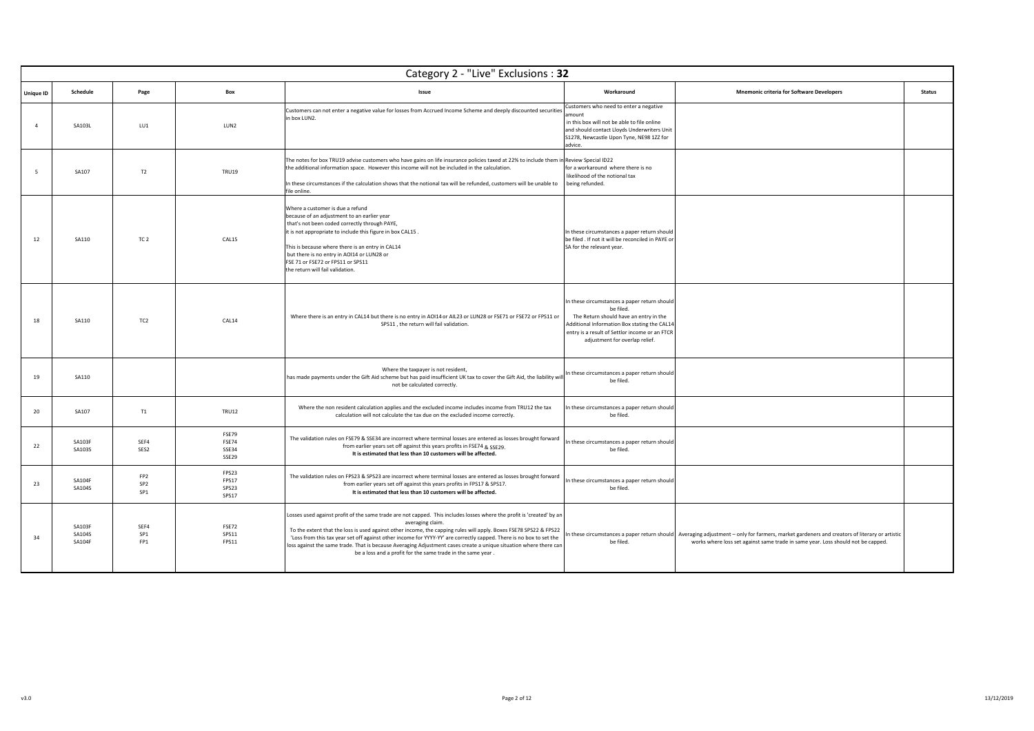| Category 2 - "Live" Exclusions : **32** | | | | | | | |
|---|---|---|---|---|---|---|---|
| **Unique ID** | **Schedule** | **Page** | **Box** | **Issue** | **Workaround** | **Mnemonic criteria for Software Developers** | **Status** |
| 4 | SA103L | LU1 | LUN2 | Customers can not enter a negative value for losses from Accrued Income Scheme and deeply discounted securities in box LUN2. | Customers who need to enter a negative amount in this box will not be able to file online and should contact Lloyds Underwriters Unit S1278, Newcastle Upon Tyne, NE98 1ZZ for advice. | | |
| 5 | SA107 | T2 | TRU19 | The notes for box TRU19 advise customers who have gains on life insurance policies taxed at 22% to include them in the additional information space. However this income will not be included in the calculation. In these circumstances if the calculation shows that the notional tax will be refunded, customers will be unable to file online. | Review Special ID22 for a workaround where there is no likelihood of the notional tax being refunded. | | |
| 12 | SA110 | TC 2 | CAL15 | Where a customer is due a refund because of an adjustment to an earlier year that's not been coded correctly through PAYE, it is not appropriate to include this figure in box CAL15 . This is because where there is an entry in CAL14 but there is no entry in AOI14 or LUN28 or FSE 71 or FSE72 or FPS11 or SPS11 the return will fail validation. | In these circumstances a paper return should be filed . If not it will be reconciled in PAYE or SA for the relevant year. | | |
| 18 | SA110 | TC2 | CAL14 | Where there is an entry in CAL14 but there is no entry in AOI14 or AIL23 or LUN28 or FSE71 or FSE72 or FPS11 or SPS11 , the return will fail validation. | In these circumstances a paper return should be filed. The Return should have an entry in the Additional Information Box stating the CAL14 entry is a result of Settlor income or an FTCR adjustment for overlap relief. | | |
| 19 | SA110 | | | Where the taxpayer is not resident, has made payments under the Gift Aid scheme but has paid insufficient UK tax to cover the Gift Aid, the liability will not be calculated correctly. | In these circumstances a paper return should be filed. | | |
| 20 | SA107 | T1 | TRU12 | Where the non resident calculation applies and the excluded income includes income from TRU12 the tax calculation will not calculate the tax due on the excluded income correctly. | In these circumstances a paper return should be filed. | | |
| 22 | SA103F SA103S | SEF4 SES2 | FSE79 FSE74 SSE34 SSE29 | The validation rules on FSE79 & SSE34 are incorrect where terminal losses are entered as losses brought forward from earlier years set off against this years profits in FSE74 & SSE29. **It is estimated that less than 10 customers will be affected.** | In these circumstances a paper return should be filed. | | |
| 23 | SA104F SA104S | FP2 SP2 SP1 | FPS23 FPS17 SPS23 SPS17 | The validation rules on FPS23 & SPS23 are incorrect where terminal losses are entered as losses brought forward from earlier years set off against this years profits in FPS17 & SPS17. **It is estimated that less than 10 customers will be affected.** | In these circumstances a paper return should be filed. | | |
| 34 | SA103F SA104S SA104F | SEF4 SP1 FP1 | FSE72 SPS11 FPS11 | Losses used against profit of the same trade are not capped. This includes losses where the profit is 'created' by an averaging claim. To the extent that the loss is used against other income, the capping rules will apply. Boxes FSE78 SPS22 & FPS22 'Loss from this tax year set off against other income for YYYY-YY' are correctly capped. There is no box to set the loss against the same trade. That is because Averaging Adjustment cases create a unique situation where there can be a loss and a profit for the same trade in the same year . | In these circumstances a paper return should be filed. | Averaging adjustment – only for farmers, market gardeners and creators of literary or artistic works where loss set against same trade in same year. Loss should not be capped. | |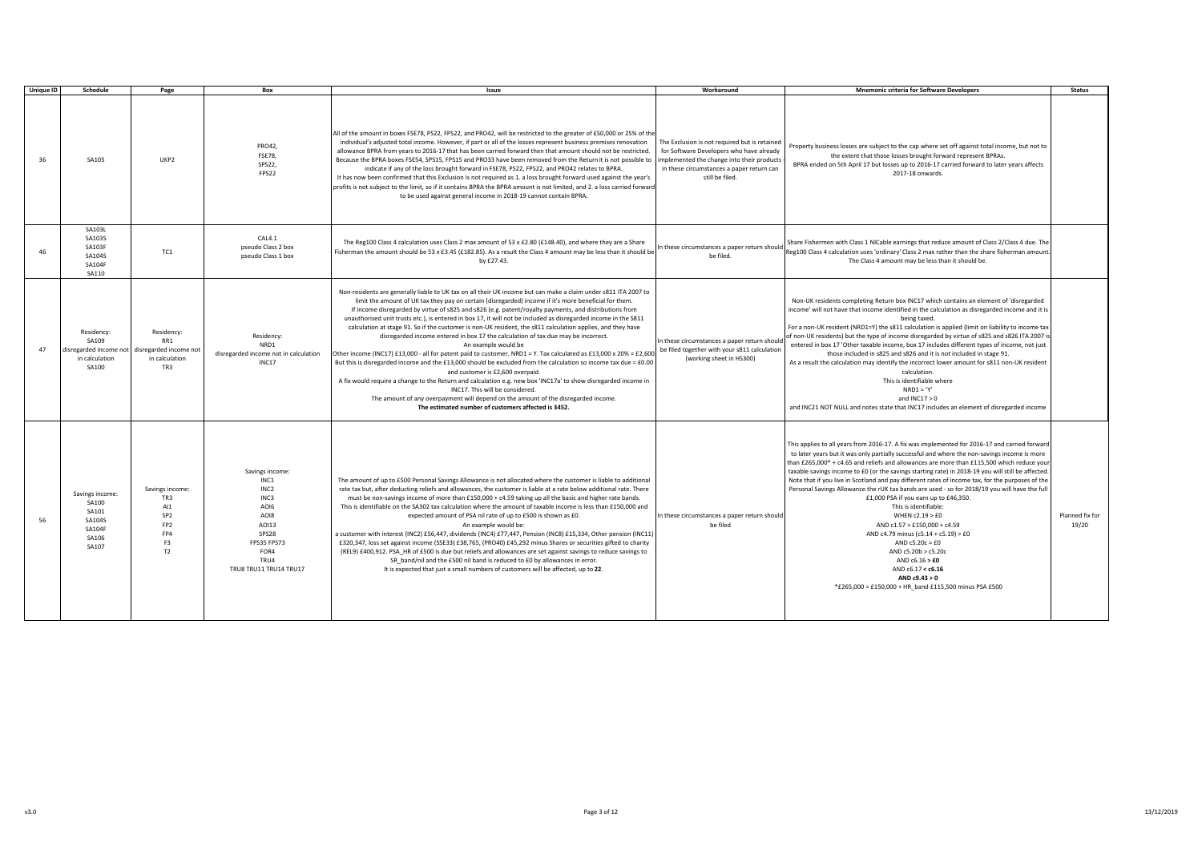| Unique ID | Schedule | Page | Box | Issue | Workaround | Mnemonic criteria for Software Developers | Status |
|---|---|---|---|---|---|---|---|
| 36 | SA105 | UKP2 | PRO42, FSE78, SPS22, FPS22 | All of the amount in boxes FSE78, PS22, FPS22, and PRO42, will be restricted to the greater of £50,000 or 25% of the individual's adjusted total income. However, if part or all of the losses represent business premises renovation allowance BPRA from years to 2016-17 that has been carried forward then that amount should not be restricted. Because the BPRA boxes FSE54, SPS15, FPS15 and PRO33 have been removed from the Return it is not possible to indicate if any of the loss brought forward in FSE78, PS22, FPS22, and PRO42 relates to BPRA. It has now been confirmed that this Exclusion is not required as 1. a loss brought forward used against the year's profits is not subject to the limit, so if it contains BPRA the BPRA amount is not limited, and 2. a loss carried forward to be used against general income in 2018-19 cannot contain BPRA. | The Exclusion is not required but is retained for Software Developers who have already implemented the change into their products - in these circumstances a paper return can still be filed. | Property business losses are subject to the cap where set off against total income, but not to the extent that those losses brought forward represent BPRAs. BPRA ended on 5th April 17 but losses up to 2016-17 carried forward to later years affects 2017-18 onwards. | |
| 46 | SA103L SA103S SA103F SA104S SA104F SA110 | TC1 | CAL4.1 pseudo Class 2 box pseudo Class 1 box | The Reg100 Class 4 calculation uses Class 2 max amount of 53 x £2.80 (£148.40), and where they are a Share Fisherman the amount should be 53 x £3.45 (£182.85). As a result the Class 4 amount may be less than it should be by £27.43. | In these circumstances a paper return should be filed. | Share Fishermen with Class 1 NICable earnings that reduce amount of Class 2/Class 4 due. The Reg100 Class 4 calculation uses 'ordinary' Class 2 max rather than the share fisherman amount. The Class 4 amount may be less than it should be. | |
| 47 | Residency: SA109 disregarded income not in calculation SA100 | Residency: RR1 disregarded income not in calculation TR3 | Residency: NRD1 disregarded income not in calculation INC17 | Non-residents are generally liable to UK tax on all their UK income but can make a claim under s811 ITA 2007 to limit the amount of UK tax they pay on certain (disregarded) income if it's more beneficial for them. If income disregarded by virtue of s825 and s826 (e.g. patent/royalty payments, and distributions from unauthorised unit trusts etc.), is entered in box 17, it will not be included as disregarded income in the S811 calculation at stage 91. So if the customer is non-UK resident, the s811 calculation applies, and they have disregarded income entered in box 17 the calculation of tax due may be incorrect. An example would be Other income (INC17) £13,000 - all for patent paid to customer. NRD1 = Y. Tax calculated as £13,000 x 20% = £2,600 But this is disregarded income and the £13,000 should be excluded from the calculation so income tax due = £0.00 and customer is £2,600 overpaid. A fix would require a change to the Return and calculation e.g. new box 'INC17a' to show disregarded income in INC17. This will be considered. The amount of any overpayment will depend on the amount of the disregarded income. **The estimated number of customers affected is 3452.** | In these circumstances a paper return should be filed together with your s811 calculation (working sheet in HS300) | Non-UK residents completing Return box INC17 which contains an element of 'disregarded income' will not have that income identified in the calculation as disregarded income and it is being taxed. For a non-UK resident (NRD1=Y) the s811 calculation is applied (limit on liability to income tax of non-UK residents) but the type of income disregarded by virtue of s825 and s826 ITA 2007 is entered in box 17 'Other taxable income, box 17 includes different types of income, not just those included in s825 and s826 and it is not included in stage 91. As a result the calculation may identify the incorrect lower amount for s811 non-UK resident calculation. This is identifiable where NRD1 = 'Y' and INC17 > 0 and INC21 NOT NULL and notes state that INC17 includes an element of disregarded income | |
| 56 | Savings income: SA100 SA101 SA104S SA104F SA106 SA107 | Savings income: TR3 AI1 SP2 FP2 FP4 F3 T2 | Savings income: INC1 INC2 INC3 AOI6 AOI8 AOI13 SPS28 FPS35 FPS73 FOR4 TRU4 TRU8 TRU11 TRU14 TRU17 | The amount of up to £500 Personal Savings Allowance is not allocated where the customer is liable to additional rate tax but, after deducting reliefs and allowances, the customer is liable at a rate below additional rate. There must be non-savings income of more than £150,000 + c4.59 taking up all the basic and higher rate bands. This is identifiable on the SA302 tax calculation where the amount of taxable income is less than £150,000 and expected amount of PSA nil rate of up to £500 is shown as £0. An example would be: a customer with interest (INC2) £56,447, dividends (INC4) £77,447, Pension (INC8) £15,334, Other pension (INC11) £320,347, loss set against income (SSE33) £38,765, (PRO40) £45,292 minus Shares or securities gifted to charity (REL9) £400,912. PSA_HR of £500 is due but reliefs and allowances are set against savings to reduce savings to SR_band/nil and the £500 nil band is reduced to £0 by allowances in error. It is expected that just a small numbers of customers will be affected, up to **22**. | In these circumstances a paper return should be filed | This applies to all years from 2016-17. A fix was implemented for 2016-17 and carried forward to later years but it was only partially successful and where the non-savings income is more than £265,000* + c4.65 and reliefs and allowances are more than £115,500 which reduce your taxable savings income to £0 (or the savings starting rate) in 2018-19 you will still be affected. Note that if you live in Scotland and pay different rates of income tax, for the purposes of the Personal Savings Allowance the rUK tax bands are used - so for 2018/19 you will have the full £1,000 PSA if you earn up to £46,350. This is identifiable: WHEN c2.19 > £0 AND c1.57 > £150,000 + c4.59 AND c4.79 minus (c5.14 + c5.19) > £0 AND c5.20c = £0 AND c5.20b > c5.20c AND c6.16 **> £0** AND c6.17 **< c6.16** **AND c9.43 > 0** *£265,000 = £150,000 + HR_band £115,500 minus PSA £500 | Planned fix for 19/20 |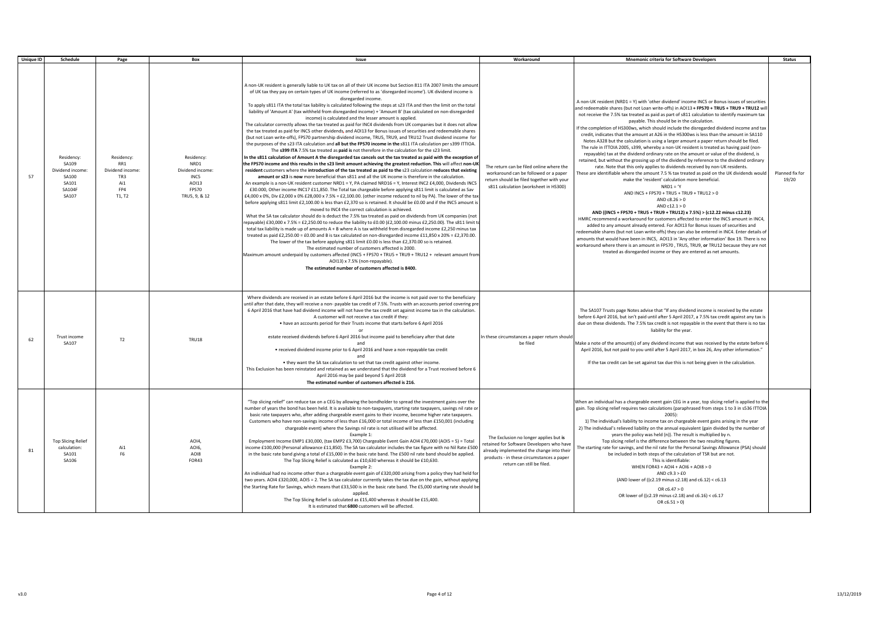| Unique ID | Schedule | Page | Box | Issue | Workaround | Mnemonic criteria for Software Developers | Status |
|---|---|---|---|---|---|---|---|
| 57 | Residency: SA109 Dividend income: SA100 SA101 SA104F SA107 | Residency: RR1 Dividend income: TR3 Ai1 FP4 T1, T2 | Residency: NRD1 Dividend income: INC5 AOI13 FPS70 TRU5, 9, & 12 | A non-UK resident is generally liable to UK tax on all of their UK income but Section 811 ITA 2007 limits the amount of UK tax they pay on certain types of UK income (referred to as 'disregarded income'). UK dividend income is disregarded income.<br>To apply s811 ITA the total tax liability is calculated following the steps at s23 ITA and then the limit on the total liability of 'Amount A' (tax withheld from disregarded income) + 'Amount B' (tax calculated on non-disregarded income) is calculated and the lesser amount is applied.<br>The calculator correctly allows the tax treated as paid for INC4 dividends from UK companies but it does not allow the tax treated as paid for INC5 other dividends, and AOI13 for Bonus issues of securities and redeemable shares (but not Loan write-offs), FPS70 partnership dividend income, TRU5, TRU9, and TRU12 Trust dividend income for the purposes of the s23 ITA calculation and **all but the FPS70 income in the** s811 ITA calculation per s399 ITTIOA.<br>The **s399 ITA** 7.5% tax treated as **paid** is **not** therefore in the calculation for the s23 limit.<br>**In the s811 calculation of Amount A the disregarded tax cancels out the tax treated as paid with the exception of the FPS70 income and this results in the s23 limit amount achieving the greatest reduction. This** will affect **non-UK resident** customers where the **introduction of the tax treated as paid to the** s23 calculation **reduces that existing amount or s23** is **now** more beneficial than s811 and all the UK income is therefore in the calculation.<br>An example is a non-UK resident customer NRD1 = Y, PA claimed NRD16 = Y, Interest INC2 £4,000, Dividends INC5 £30.000, Other income INC17 £11,850. The Total tax chargeable before applying s811 limit is calculated as Sav £4,000 x 0%, Div £2,000 x 0% £28,000 x 7.5% = £2,100.00. (other income reduced to nil by PA). The lower of the tax before applying s811 limit £2,100.00 is less than £2,370 so is retained. It should be £0.00 and if the INC5 amount is moved to INC4 the correct calculation is achieved.<br>What the SA tax calculator should do is deduct the 7.5% tax treated as paid on dividends from UK companies (not repayable) £30,000 x 7.5% = £2,250.00 to reduce the liability to £0.00 (£2,100.00 minus £2,250.00). The s811 limit to total tax liability is made up of amounts A + B where A is tax withheld from disregarded income £2,250 minus tax treated as paid £2,250.00 = £0.00 and B is tax calculated on non-disregarded income £11,850 x 20% = £2,370.00.<br>The lower of the tax before applying s811 limit £0.00 is less than £2,370.00 so is retained.<br>The estimated number of customers affected is 2000.<br>Maximum amount underpaid by customers affected (INC5 + FPS70 + TRU5 + TRU9 + TRU12 + relevant amount from AOI13) x 7.5% (non-repayable).<br>**The estimated number of customers affected is 8400.** | The return can be filed online where the workaround can be followed or a paper return should be filed together with your s811 calculation (worksheet in HS300) | A non-UK resident (NRD1 = Y) with 'other dividend' income INC5 or Bonus issues of securities and redeemable shares (but not Loan write-offs) in AOI13 **+ FPS70 + TRU5 + TRU9 + TRU12** will not receive the 7.5% tax treated as paid as part of s811 calculation to identify maximum tax payable. This should be in the calculation.<br>If the completion of HS300ws, which should include the disregarded dividend income and tax credit, indicates that the amount at A26 in the HS300ws is less than the amount in SA110 Notes A328 but the calculation is using a larger amount a paper return should be filed.<br>The rule in ITTOIA 2005, s399, whereby a non-UK resident is treated as having paid (non-repayable) tax at the dividend ordinary rate on the amount or value of the dividend, is retained, but without the grossing up of the dividend by reference to the dividend ordinary rate. Note that this only applies to dividends received by non-UK residents.<br>These are identifiable where the amount 7.5 % tax treated as paid on the UK dividends would make the 'resident' calculation more beneficial.<br>NRD1 = 'Y<br>AND INC5 + FPS70 + TRU5 + TRU9 + TRU12 > 0<br>AND c8.26 > 0<br>AND c12.1 > 0<br>**AND ((INC5 + FPS70 + TRU5 + TRU9 + TRU12) x 7.5%) > (c12.22 minus c12.23)**<br>HMRC recommend a workaround for customers affected to enter the INC5 amount in INC4, added to any amount already entered. For AOI13 for Bonus issues of securities and redeemable shares (but not Loan write-offs) they can also be entered in INC4. Enter details of amounts that would have been in INC5, AOI13 in 'Any other information' Box 19. There is no workaround where there is an amount in FPS70 , TRU5, TRU9, **or** TRU12 because they are not treated as disregarded income or they are entered as net amounts. | Planned fix for 19/20 |
| 62 | Trust income SA107 | T2 | TRU18 | Where dividends are received in an estate before 6 April 2016 but the income is not paid over to the beneficiary until after that date, they will receive a non- payable tax credit of 7.5%. Trusts with an accounts period covering pre 6 April 2016 that have had dividend income will not have the tax credit set against income tax in the calculation.<br>A customer will not receive a tax credit if they:<br>• have an accounts period for their Trusts income that starts before 6 April 2016<br>or<br>estate received dividends before 6 April 2016 but income paid to beneficiary after that date<br>and<br>• received dividend income prior to 6 April 2016 and have a non-repayable tax credit<br>and<br>• they want the SA tax calculation to set that tax credit against other income.<br>This Exclusion has been reinstated and retained as we understand that the dividend for a Trust received before 6 April 2016 may be paid beyond 5 April 2018<br>**The estimated number of customers affected is 216.** | In these circumstances a paper return should be filed | The SA107 Trusts page Notes advise that "If any dividend income is received by the estate before 6 April 2016, but isn't paid until after 5 April 2017, a 7.5% tax credit against any tax is due on these dividends. The 7.5% tax credit is not repayable in the event that there is no tax liability for the year.<br>Make a note of the amount(s) of any dividend income that was received by the estate before 6 April 2016, but not paid to you until after 5 April 2017, in box 26, Any other information."<br>If the tax credit can be set against tax due this is not being given in the calculation. | |
| 81 | Top Slicing Relief calculation: SA101 SA106 | Ai1 F6 | AOI4, AOI6, AOI8 FOR43 | "Top slicing relief" can reduce tax on a CEG by allowing the bondholder to spread the investment gains over the number of years the bond has been held. It is available to non-taxpayers, starting rate taxpayers, savings nil rate or basic rate taxpayers who, after adding chargeable event gains to their income, become higher rate taxpayers. Customers who have non-savings income of less than £16,000 or total income of less than £150,001 (including chargeable event) where the Savings nil rate is not utilised will be affected.<br>Example 1:<br>Employment Income EMP1 £30,000, (tax EMP2 £3,700) Chargeable Event Gain AOI4 £70,000 (AOI5 = 5) = Total income £100,000 (Personal allowance £11,850). The SA tax calculator includes the tax figure with no Nil Rate £500 in the basic rate band giving a total of £15,000 in the basic rate band. The £500 nil rate band should be applied.<br>The Top Slicing Relief is calculated as £10,630 whereas it should be £10,630.<br>Example 2:<br>An individual had no income other than a chargeable event gain of £320,000 arising from a policy they had held for two years. AOI4 £320,000, AOI5 = 2. The SA tax calculator currently takes the tax due on the gain, without applying the Starting Rate for Savings, which means that £33,500 is in the basic rate band. The £5,000 starting rate should be applied.<br>The Top Slicing Relief is calculated as £15,400 whereas it should be £15,400.<br>It is estimated that **6800** customers will be affected. | The Exclusion no longer applies but **is** retained for Software Developers who have already implemented the change into their products - in these circumstances a paper return can still be filed. | When an individual has a chargeable event gain CEG in a year, top slicing relief is applied to the gain. Top slicing relief requires two calculations (paraphrased from steps 1 to 3 in s536 ITTOIA 2005):<br>1) The individual's liability to income tax on chargeable event gains arising in the year<br>2) The individual's relieved liability on the annual equivalent (gain divided by the number of years the policy was held (n)). The result is multiplied by n.<br>Top slicing relief is the difference between the two resulting figures.<br>The starting rate for savings, and the nil rate for the Personal Savings Allowance (PSA) should be included in both steps of the calculation of TSR but are not.<br>This is identifiable:<br>WHEN FOR43 + AOI4 + AOI6 + AOI8 > 0<br>AND c9.3 > £0<br>(AND lower of ((c2.19 minus c2.18) and c6.12) < c6.13<br>OR c6.47 > 0<br>OR lower of ((c2.19 minus c2.18) and c6.16) < c6.17<br>OR c6.51 > 0) | |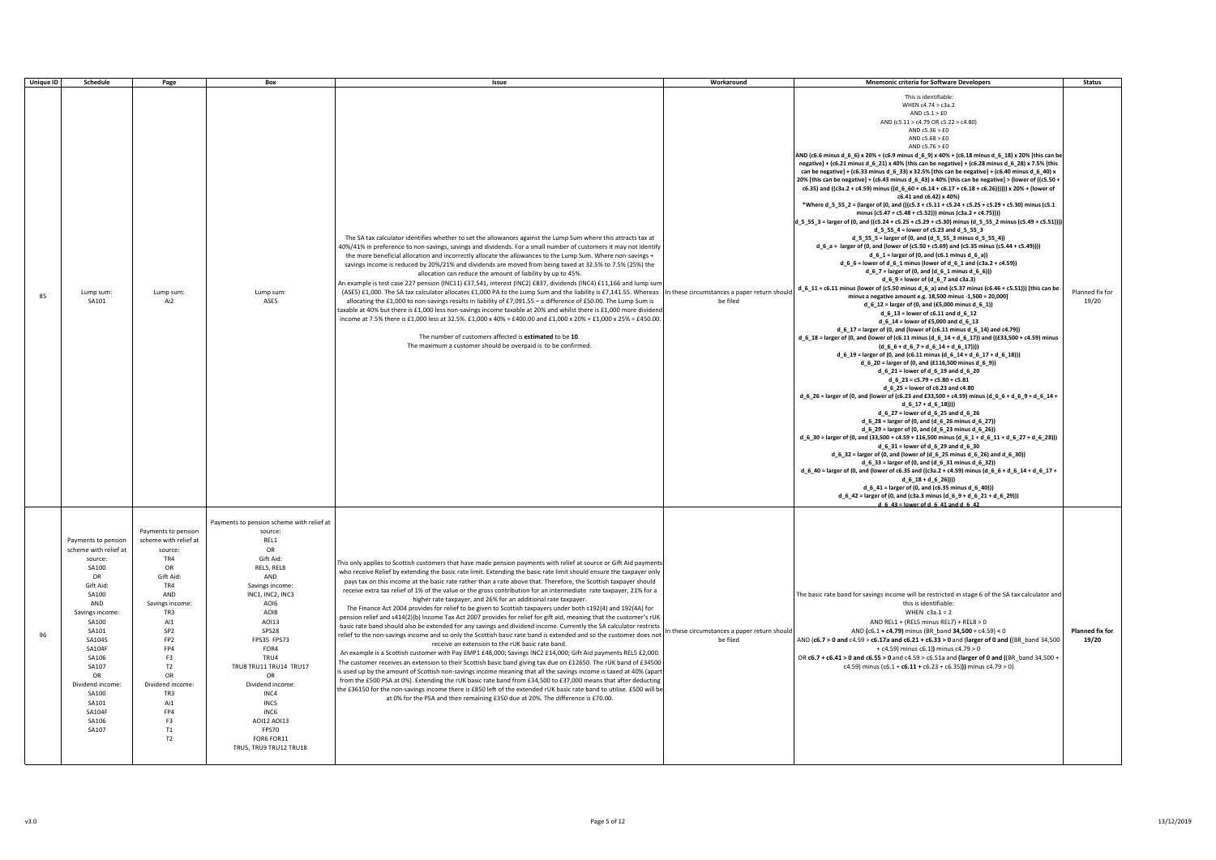| Unique ID | Schedule | Page | Box | Issue | Workaround | Mnemonic criteria for Software Developers | Status |
|---|---|---|---|---|---|---|---|
| 85 | Lump sum: SA101 | Lump sum: Ai2 | Lump sum: ASE5 | The SA tax calculator identifies whether to set the allowances against the Lump Sum where this attracts tax at 40%/41% in preference to non-savings, savings and dividends. For a small number of customers it may not identify the more beneficial allocation and incorrectly allocate the allowances to the Lump Sum. Where non-savings + savings income is reduced by 20%/21% and dividends are moved from being taxed at 32.5% to 7.5% (25%) the allocation can reduce the amount of liability by up to 45%.<br>An example is test case 227 pension (INC11) £37,541, interest (INC2) £837, dividends (INC4) £11,166 and lump sum (ASE5) £1,000. The SA tax calculator allocates £1,000 PA to the Lump Sum and the liability is £7,141.55. Whereas allocating the £1,000 to non-savings results in liability of £7,091.55 – a difference of £50.00. The Lump Sum is taxable at 40% but there is £1,000 less non-savings income taxable at 20% and whilst there is £1,000 more dividend income at 7.5% there is £1,000 less at 32.5%. £1,000 x 40% = £400.00 and £1,000 x 20% + £1,000 x 25% = £450.00.<br><br>The number of customers affected is **estimated** to be **10**.<br>The maximum a customer should be overpaid is to be confirmed. | In these circumstances a paper return should be filed | This is identifiable:<br>WHEN c4.74 > c3a.2<br>AND c5.1 > £0<br>AND (c5.11 > c4.79 OR c5.22 > c4.80)<br>AND c5.36 > £0<br>AND c5.68 > £0<br>AND c5.76 > £0<br>**AND (c6.6 minus d_6_6) x 20% + (c6.9 minus d_6_9) x 40% + (c6.18 minus d_6_18) x 20% [this can be negative] + (c6.21 minus d_6_21) x 40% [this can be negative] + (c6.28 minus d_6_28) x 7.5% [this can be negative] + (c6.33 minus d_6_33) x 32.5% [this can be negative] + (c6.40 minus d_6_40) x 20% [this can be negative] + (c6.43 minus d_6_43) x 40% [this can be negative] > (lower of ((c5.50 + c6.35) and ((c3a.2 + c4.59) minus ((d_6_60 + c6.14 + c6.17 + c6.18 + c6.26)))))) x 20% + (lower of c6.41 and c6.42) x 40%)**<br>**\*Where d_5_55_2 = (larger of (0, and (((c5.3 + c5.11 + c5.24 + c5.25 + c5.29 + c5.30) minus (c5.1 minus (c5.47 + c5.48 + c5.52))) minus (c3a.2 + c4.75))))**<br>**d_5_55_3 = larger of (0, and ((c5.24 + c5.25 + c5.29 + c5.30) minus (d_5_55_2 minus (c5.49 + c5.51))))**<br>**d_5_55_4 = lower of c5.23 and d_5_55_3**<br>**d_5_55_5 = larger of (0, and (d_5_55_3 minus d_5_55_4))**<br>**d_6_a = larger of (0, and (lower of (c5.50 + c5.69) and (c5.35 minus (c5.44 + c5.49))))**<br>**d_6_1 = larger of (0, and (c6.1 minus d_6_a))**<br>**d_6_6 = lower of d_6_1 minus (lower of d_6_1 and (c3a.2 + c4.59))**<br>**d_6_7 = larger of (0, and (d_6_1 minus d_6_6)))**<br>**d_6_9 = lower of (d_6_7 and c3a.3)**<br>**d_6_11 = c6.11 minus (lower of (c5.50 minus d_6_a) and (c5.37 minus (c6.46 + c5.51))) [this can be minus a negative amount e.g. 18,500 minus -1,500 = 20,000]**<br>**d_6_12 = larger of (0, and (£5,000 minus d_6_1))**<br>**d_6_13 = lower of c6.11 and d_6_12**<br>**d_6_14 = lower of £5,000 and d_6_13**<br>**d_6_17 = larger of (0, and (lower of (c6.11 minus d_6_14) and c4.79))**<br>**d_6_18 = larger of (0, and (lower of (c6.11 minus (d_6_14 + d_6_17)) and ((£33,500 + c4.59) minus (d_6_6 + d_6_7 + d_6_14 + d_6_17))))**<br>**d_6_19 = larger of (0, and (c6.11 minus (d_6_14 + d_6_17 + d_6_18)))**<br>**d_6_20 = larger of (0, and (£116,500 minus d_6_9))**<br>**d_6_21 = lower of d_6_19 and d_6_20**<br>**d_6_23 = c5.79 + c5.80 + c5.81**<br>**d_6_25 = lower of c6.23 and c4.80**<br>**d_6_26 = larger of (0, and (lower of (c6.23 and £33,500 + c4.59) minus (d_6_6 + d_6_9 + d_6_14 + d_6_17 + d_6_18))))**<br>**d_6_27 = lower of d_6_25 and d_6_26**<br>**d_6_28 = larger of (0, and (d_6_26 minus d_6_27))**<br>**d_6_29 = larger of (0, and (d_6_23 minus d_6_26))**<br>**d_6_30 = larger of (0, and (33,500 + c4.59 + 116,500 minus (d_6_1 + d_6_11 + d_6_27 + d_6_28)))**<br>**d_6_31 = lower of d_6_29 and d_6_30**<br>**d_6_32 = larger of (0, and (lower of (d_6_25 minus d_6_26) and d_6_30))**<br>**d_6_33 = larger of (0, and (d_6_31 minus d_6_32))**<br>**d_6_40 = larger of (0, and (lower of c6.35 and ((c3a.2 + c4.59) minus (d_6_6 + d_6_14 + d_6_17 + d_6_18 + d_6_26)))**<br>**d_6_41 = larger of (0, and (c6.35 minus d_6_40)))**<br>**d_6_42 = larger of (0, and (c3a.3 minus (d_6_9 + d_6_21 + d_6_29)))**<br>**d_6_43 = lower of d_6_41 and d_6_42** | Planned fix for 19/20 |
| 96 | Payments to pension scheme with relief at source:<br>SA100<br>OR<br>Gift Aid:<br>SA100<br>AND<br>Savings income:<br>SA100<br>SA101<br>SA104S<br>SA104F<br>SA106<br>SA107<br>OR<br>Dividend income:<br>SA100<br>SA101<br>SA104F<br>SA106<br>SA107 | Payments to pension scheme with relief at source:<br>TR4<br>OR<br>Gift Aid:<br>TR4<br>AND<br>Savings income:<br>TR3<br>AI1<br>SP2<br>FP2<br>FP4<br>F3<br>T2<br>OR<br>Dividend income:<br>TR3<br>Ai1<br>FP4<br>F3<br>T1<br>T2 | Payments to pension scheme with relief at source:<br>REL1<br>OR<br>Gift Aid:<br>REL5, REL8<br>AND<br>Savings income:<br>INC1, INC2, INC3<br>AOI6<br>AOI8<br>AOI13<br>SPS28<br>FPS35 FPS73<br>FOR4<br>TRU4<br>TRU8 TRU11 TRU14 TRU17<br>OR<br>Dividend income:<br>INC4<br>INC6<br>AOI12 AOI13<br>FPS70<br>FOR6 FOR11<br>TRU5, TRU9 TRU12 TRU18 | This only applies to Scottish customers that have made pension payments with relief at source or Gift Aid payments who receive Relief by extending the basic rate limit. Extending the basic rate limit should ensure the taxpayer only pays tax on this income at the basic rate rather than a rate above that. Therefore, the Scottish taxpayer should receive extra tax relief of 1% of the value or the gross contribution for an intermediate rate taxpayer, 21% for a higher rate taxpayer, and 26% for an additional rate taxpayer.<br>The Finance Act 2004 provides for relief to be given to Scottish taxpayers under both s192(4) and 192(4A) for pension relief and s414(2)(b) Income Tax Act 2007 provides for relief for gift aid, meaning that the customer's rUK basic rate band should also be extended for any savings and dividend income. Currently the SA calculator restricts relief to the non-savings income and so only the Scottish basic rate band is extended and so the customer does not receive an extension to the rUK basic rate band.<br>An example is a Scottish customer with Pay EMP1 £48,000; Savings INC2 £14,000; Gift Aid payments REL5 £2,000. The customer receives an extension to their Scottish basic band giving tax due on £12650. The rUK band of £34500 is used up by the amount of Scottish non-savings income meaning that all the savings income is taxed at 40% (apart from the £500 PSA at 0%). Extending the rUK basic rate band from £34,500 to £37,000 means that after deducting the £36150 for the non-savings income there is £850 left of the extended rUK basic rate band to utilise. £500 will be at 0% for the PSA and then remaining £350 due at 20%. The difference is £70.00. | In these circumstances a paper return should be filed | The basic rate band for savings income will be restricted in stage 6 of the SA tax calculator and this is identifiable:<br>WHEN c3a.1 = 2<br>AND REL1 + (REL5 minus REL7) + REL8 > 0<br>AND (**c6.1 + c4.79**) minus (BR_band **34,500** + c4.59) **< 0**<br>AND (**c6.7 > 0 and** c4.59 > **c6.17a and c6.21 + c6.33 > 0** and (**larger of 0 and ((**BR_band 34,500 + c4.59) minus (c6.1 + c6.11**)) minus c4.79 > 0<br>OR **c6.7 + c6.41 > 0 and c6.55 > 0** and c4.59 > c6.51a and **(larger of 0 and ((**BR_band 34,500 + c4.59) minus (c6.1 + **c6.11 +** c6.23 + c6.35)**))** minus c4.79 > 0) | **Planned fix for 19/20** |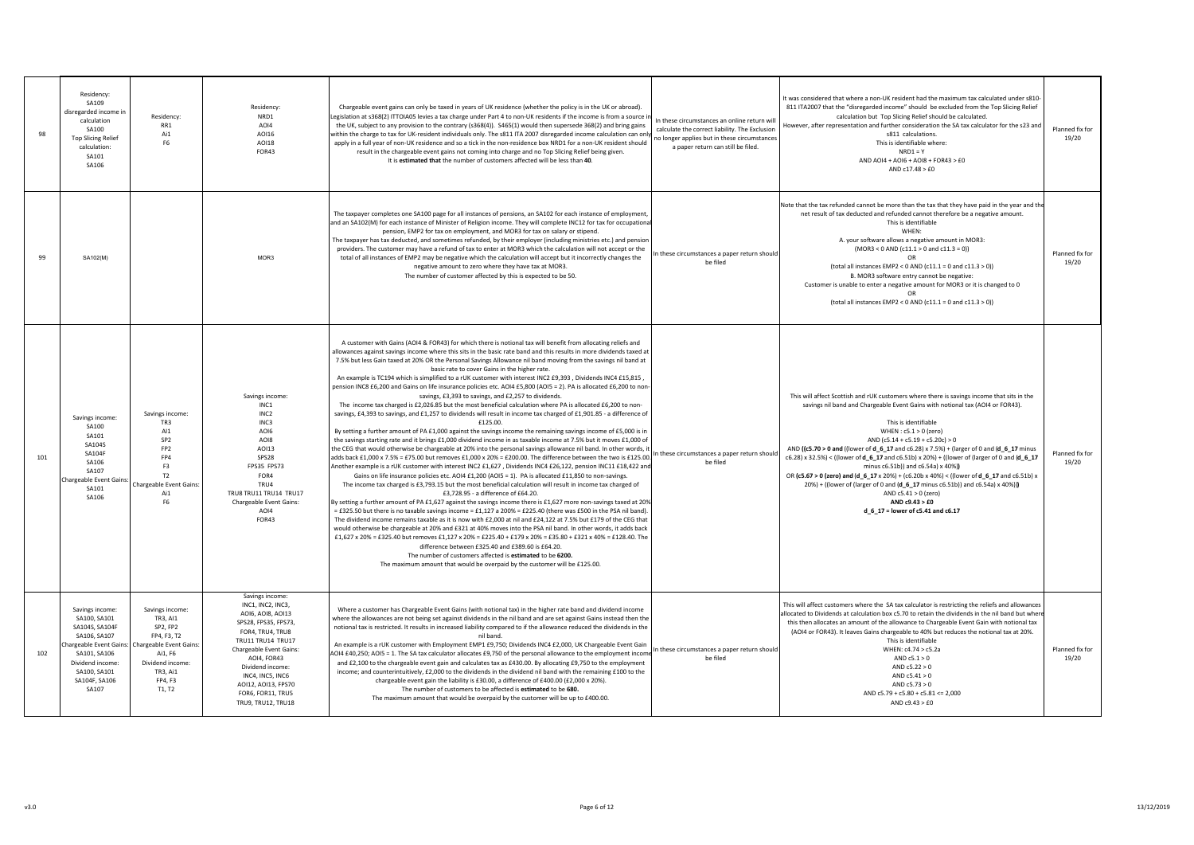| 98 | Residency: SA109 disregarded income in calculation SA100 Top Slicing Relief calculation: SA101 SA106 | Residency: RR1 Ai1 F6 | Residency: NRD1 AOI4 AOI16 AOI18 FOR43 | Chargeable event gains can only be taxed in years of UK residence (whether the policy is in the UK or abroad). Legislation at s368(2) ITTOIA05 levies a tax charge under Part 4 to non-UK residents if the income is from a source in the UK, subject to any provision to the contrary (s368(4)). S465(1) would then supersede 368(2) and bring gains within the charge to tax for UK-resident individuals only. The s811 ITA 2007 disregarded income calculation can only apply in a full year of non-UK residence and so a tick in the non-residence box NRD1 for a non-UK resident should result in the chargeable event gains not coming into charge and no Top Slicing Relief being given. It is **estimated that** the number of customers affected will be less than **40**. | In these circumstances an online return will calculate the correct liability. The Exclusion no longer applies but in these circumstances a paper return can still be filed. | It was considered that where a non-UK resident had the maximum tax calculated under s810-811 ITA2007 that the "disregarded income" should be excluded from the Top Slicing Relief calculation but Top Slicing Relief should be calculated. However, after representation and further consideration the SA tax calculator for the s23 and s811 calculations. This is identifiable where: NRD1 = Y AND AOI4 + AOI6 + AOI8 + FOR43 > £0 AND c17.48 > £0 | Planned fix for 19/20 |
|---|---|---|---|---|---|---|---|
| 99 | SA102(M) | | MOR3 | The taxpayer completes one SA100 page for all instances of pensions, an SA102 for each instance of employment, and an SA102(M) for each instance of Minister of Religion income. They will complete INC12 for tax for occupational pension, EMP2 for tax on employment, and MOR3 for tax on salary or stipend. The taxpayer has tax deducted, and sometimes refunded, by their employer (including ministries etc.) and pension providers. The customer may have a refund of tax to enter at MOR3 which the calculation will not accept or the total of all instances of EMP2 may be negative which the calculation will accept but it incorrectly changes the negative amount to zero where they have tax at MOR3. The number of customer affected by this is expected to be 50. | In these circumstances a paper return should be filed | Note that the tax refunded cannot be more than the tax that they have paid in the year and the net result of tax deducted and refunded cannot therefore be a negative amount. This is identifiable WHEN: A. your software allows a negative amount in MOR3: (MOR3 < 0 AND (c11.1 > 0 and c11.3 = 0)) OR (total all instances EMP2 < 0 AND (c11.1 = 0 and c11.3 > 0)) B. MOR3 software entry cannot be negative: Customer is unable to enter a negative amount for MOR3 or it is changed to 0 OR (total all instances EMP2 < 0 AND (c11.1 = 0 and c11.3 > 0)) | Planned fix for 19/20 |
| 101 | Savings income: SA100 SA101 SA104S SA104F SA106 SA107 Chargeable Event Gains: SA101 SA106 | Savings income: TR3 AI1 SP2 FP2 FP4 F3 T2 Chargeable Event Gains: Ai1 F6 | Savings income: INC1 INC2 INC3 AOI6 AOI8 AOI13 SPS28 FPS35 FPS73 FOR4 TRU4 TRU8 TRU11 TRU14 TRU17 Chargeable Event Gains: AOI4 FOR43 | A customer with Gains (AOI4 & FOR43) for which there is notional tax will benefit from allocating reliefs and allowances against savings income where this sits in the basic rate band and this results in more dividends taxed at 7.5% but less Gain taxed at 20% OR the Personal Savings Allowance nil band moving from the savings nil band at basic rate to cover Gains in the higher rate. An example is TC194 which is simplified to a rUK customer with interest INC2 £9,393 , Dividends INC4 £15,815 , pension INC8 £6,200 and Gains on life insurance policies etc. AOI4 £5,800 (AOI5 = 2). PA is allocated £6,200 to non-savings, £3,393 to savings, and £2,257 to dividends. The income tax charged is £2,026.85 but the most beneficial calculation where PA is allocated £6,200 to non-savings, £4,393 to savings, and £1,257 to dividends will result in income tax charged of £1,901.85 - a difference of £125.00. By setting a further amount of PA £1,000 against the savings income the remaining savings income of £5,000 is in the savings starting rate and it brings £1,000 dividend income in as taxable income at 7.5% but it moves £1,000 of the CEG that would otherwise be chargeable at 20% into the personal savings allowance nil band. In other words, it adds back £1,000 x 7.5% = £75.00 but removes £1,000 x 20% = £200.00. The difference between the two is £125.00. Another example is a rUK customer with interest INC2 £1,627 , Dividends INC4 £26,122, pension INC11 £18,422 and Gains on life insurance policies etc. AOI4 £1,200 (AOI5 = 1). PA is allocated £11,850 to non-savings. The income tax charged is £3,793.15 but the most beneficial calculation will result in income tax charged of £3,728.95 - a difference of £64.20. By setting a further amount of PA £1,627 against the savings income there is £1,627 more non-savings taxed at 20% = £325.50 but there is no taxable savings income = £1,127 x 200% = £225.40 (there was £500 in the PSA nil band). The dividend income remains taxable as it is now with £2,000 at nil and £24,122 at 7.5% but £179 of the CEG that would otherwise be chargeable at 20% and £321 at 40% moves into the PSA nil band. In other words, it adds back £1,627 x 20% = £325.40 but removes £1,127 x 20% = £225.40 + £179 x 20% = £35.80 + £321 x 40% = £128.40. The difference between £325.40 and £389.60 is £64.20. The number of customers affected is **estimated** to be **6200.** The maximum amount that may be overpaid by the customer will be £125.00. | In these circumstances a paper return should be filed | This will affect Scottish and rUK customers where there is savings income that sits in the savings nil band and Chargeable Event Gains with notional tax (AOI4 or FOR43). This is identifiable WHEN : c5.1 > 0 (zero) AND (c5.14 + c5.19 + c5.20c) > 0 AND **((c5.70 > 0 and** ((lower of **d_6_17** and c6.28) x 7.5%) + (larger of 0 and (**d_6_17** minus c6.28) x 32.5%) < ((lower of **d_6_17** and c6.51b) x 20%) + ((lower of (larger of 0 and (**d_6_17** minus c6.51b)) and c6.54a) x 40%**))** OR **(c5.67 > 0 (zero) and** (**d_6_17** x 20%) + (c6.20b x 40%) < ((lower of **d_6_17** and c6.51b) x 20%) + ((lower of (larger of 0 and (**d_6_17** minus c6.51b)) and c6.54a) x 40%)**)** AND c5.41 > 0 (zero) **AND c9.43 > £0** **d_6_17 = lower of c5.41 and c6.17** | Planned fix for 19/20 |
| 102 | Savings income: SA100, SA101 SA104S, SA104F SA106, SA107 Chargeable Event Gains: SA101, SA106 Dividend income: SA100, SA101 SA104F, SA106 SA107 | Savings income: TR3, AI1 SP2, FP2 FP4, F3, T2 Chargeable Event Gains: Ai1, F6 Dividend income: TR3, Ai1 FP4, F3 T1, T2 | Savings income: INC1, INC2, INC3, AOI6, AOI8, AOI13 SPS28, FPS35, FPS73, FOR4, TRU4, TRU8 TRU11 TRU14 TRU17 Chargeable Event Gains: AOI4, FOR43 Dividend income: INC4, INC5, INC6 AOI12, AOI13, FPS70 FOR6, FOR11, TRU5 TRU9, TRU12, TRU18 | Where a customer has Chargeable Event Gains (with notional tax) in the higher rate band and dividend income where the allowances are not being set against dividends in the nil band and are set against Gains instead then the notional tax is restricted. It results in increased liability compared to if the allowance reduced the dividends in the nil band. An example is a rUK customer with Employment EMP1 £9,750; Dividends INC4 £2,000, UK Chargeable Event Gain AOI4 £40,250; AOI5 = 1. The SA tax calculator allocates £9,750 of the personal allowance to the employment income and £2,100 to the chargeable event gain and calculates tax as £430.00. By allocating £9,750 to the employment income; and counterintuitively, £2,000 to the dividends in the dividend nil band with the remaining £100 to the chargeable event gain the liability is £30.00, a difference of £400.00 (£2,000 x 20%). The number of customers to be affected is **estimated** to be **680.** The maximum amount that would be overpaid by the customer will be up to £400.00. | In these circumstances a paper return should be filed | This will affect customers where the SA tax calculator is restricting the reliefs and allowances allocated to Dividends at calculation box c5.70 to retain the dividends in the nil band but where this then allocates an amount of the allowance to Chargeable Event Gain with notional tax (AOI4 or FOR43). It leaves Gains chargeable to 40% but reduces the notional tax at 20%. This is identifiable WHEN: c4.74 > c5.2a AND c5.1 > 0 AND c5.22 > 0 AND c5.41 > 0 AND c5.73 > 0 AND c5.79 + c5.80 + c5.81 <= 2,000 AND c9.43 > £0 | Planned fix for 19/20 |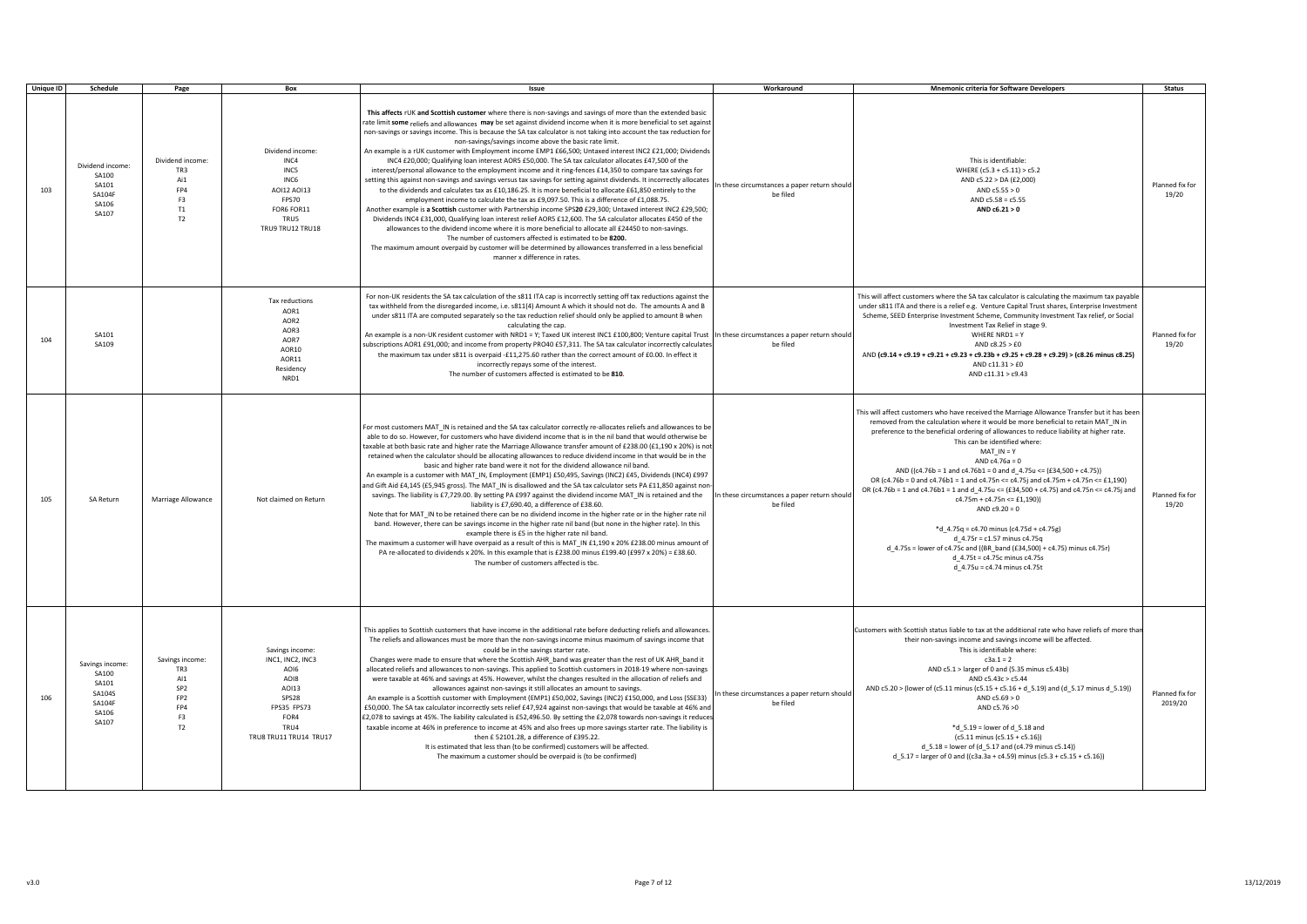| Unique ID | Schedule | Page | Box | Issue | Workaround | Mnemonic criteria for Software Developers | Status |
|---|---|---|---|---|---|---|---|
| 103 | Dividend income:<br>SA100<br>SA101<br>SA104F<br>SA106<br>SA107 | Dividend income:<br>TR3<br>Ai1<br>FP4<br>F3<br>T1<br>T2 | Dividend income:<br>INC4<br>INC5<br>INC6<br>AOI12 AOI13<br>FPS70<br>FOR6 FOR11<br>TRU5<br>TRU9 TRU12 TRU18 | **This affects** rUK **and Scottish customer** where there is non-savings and savings of more than the extended basic rate limit **some** reliefs and allowances **may** be set against dividend income when it is more beneficial to set against non-savings or savings income. This is because the SA tax calculator is not taking into account the tax reduction for non-savings/savings income above the basic rate limit.<br>An example is a rUK customer with Employment income EMP1 £66,500; Untaxed interest INC2 £21,000; Dividends INC4 £20,000; Qualifying loan interest AOR5 £50,000. The SA tax calculator allocates £47,500 of the interest/personal allowance to the employment income and it ring-fences £14,350 to compare tax savings for setting this against non-savings and savings versus tax savings for setting against dividends. It incorrectly allocates to the dividends and calculates tax as £10,186.25. It is more beneficial to allocate £61,850 entirely to the employment income to calculate the tax as £9,097.50. This is a difference of £1,088.75.<br>Another example is **a Scottish** customer with Partnership income SPS**20** £29,300; Untaxed interest INC2 £29,500; Dividends INC4 £31,000, Qualifying loan interest relief AOR5 £12,600. The SA calculator allocates £450 of the allowances to the dividend income where it is more beneficial to allocate all £24450 to non-savings.<br>The number of customers affected is estimated to be **8200.**<br>The maximum amount overpaid by customer will be determined by allowances transferred in a less beneficial manner x difference in rates. | In these circumstances a paper return should be filed | This is identifiable:<br>WHERE (c5.3 + c5.11) > c5.2<br>AND c5.22 > DA (£2,000)<br>AND c5.55 > 0<br>AND c5.58 = c5.55<br>**AND c6.21 > 0** | Planned fix for 19/20 |
| 104 | SA101<br>SA109 | | Tax reductions<br>AOR1<br>AOR2<br>AOR3<br>AOR7<br>AOR10<br>AOR11<br>Residency<br>NRD1 | For non-UK residents the SA tax calculation of the s811 ITA cap is incorrectly setting off tax reductions against the tax withheld from the disregarded income, i.e. s811(4) Amount A which it should not do. The amounts A and B under s811 ITA are computed separately so the tax reduction relief should only be applied to amount B when calculating the cap.<br>An example is a non-UK resident customer with NRD1 = Y; Taxed UK interest INC1 £100,800; Venture capital Trust subscriptions AOR1 £91,000; and income from property PRO40 £57,311. The SA tax calculator incorrectly calculates the maximum tax under s811 is overpaid -£11,275.60 rather than the correct amount of £0.00. In effect it incorrectly repays some of the interest.<br>The number of customers affected is estimated to be **810**. | In these circumstances a paper return should be filed | This will affect customers where the SA tax calculator is calculating the maximum tax payable under s811 ITA and there is a relief e.g. Venture Capital Trust shares, Enterprise Investment Scheme, SEED Enterprise Investment Scheme, Community Investment Tax relief, or Social Investment Tax Relief in stage 9.<br>WHERE NRD1 = Y<br>AND c8.25 > £0<br>AND **(c9.14 + c9.19 + c9.21 + c9.23 + c9.23b + c9.25 + c9.28 + c9.29) > (c8.26 minus c8.25)**<br>AND c11.31 > £0<br>AND c11.31 > c9.43 | Planned fix for 19/20 |
| 105 | SA Return | Marriage Allowance | Not claimed on Return | For most customers MAT_IN is retained and the SA tax calculator correctly re-allocates reliefs and allowances to be able to do so. However, for customers who have dividend income that is in the nil band that would otherwise be taxable at both basic rate and higher rate the Marriage Allowance transfer amount of £238.00 (£1,190 x 20%) is not retained when the calculator should be allocating allowances to reduce dividend income in that would be in the basic and higher rate band were it not for the dividend allowance nil band.<br>An example is a customer with MAT_IN, Employment (EMP1) £50,495, Savings (INC2) £45, Dividends (INC4) £997 and Gift Aid £4,145 (£5,945 gross). The MAT_IN is disallowed and the SA tax calculator sets PA £11,850 against non-savings. The liability is £7,729.00. By setting PA £997 against the dividend income MAT_IN is retained and the liability is £7,690.40, a difference of £38.60.<br>Note that for MAT_IN to be retained there can be no dividend income in the higher rate or in the higher rate nil band. However, there can be savings income in the higher rate nil band (but none in the higher rate). In this example there is £5 in the higher rate nil band.<br>The maximum a customer will have overpaid as a result of this is MAT_IN £1,190 x 20% £238.00 minus amount of PA re-allocated to dividends x 20%. In this example that is £238.00 minus £199.40 (£997 x 20%) = £38.60.<br>The number of customers affected is tbc. | In these circumstances a paper return should be filed | This will affect customers who have received the Marriage Allowance Transfer but it has been removed from the calculation where it would be more beneficial to retain MAT_IN in preference to the beneficial ordering of allowances to reduce liability at higher rate.<br>This can be identified where:<br>MAT_IN = Y<br>AND c4.76a = 0<br>AND ((c4.76b = 1 and c4.76b1 = 0 and d_4.75u <= (£34,500 + c4.75))<br>OR (c4.76b = 0 and c4.76b1 = 1 and c4.75n <= c4.75j and c4.75m + c4.75n <= £1,190)<br>OR (c4.76b = 1 and c4.76b1 = 1 and d_4.75u <= (£34,500 + c4.75) and c4.75n <= c4.75j and c4.75m + c4.75n <= £1,190))<br>AND c9.20 = 0<br><br>*d_4.75q = c4.70 minus (c4.75d + c4.75g)<br>d_4.75r = c1.57 minus c4.75q<br>d_4.75s = lower of c4.75c and ((BR_band (£34,500) + c4.75) minus c4.75r)<br>d_4.75t = c4.75c minus c4.75s<br>d_4.75u = c4.74 minus c4.75t | Planned fix for 19/20 |
| 106 | Savings income:<br>SA100<br>SA101<br>SA104S<br>SA104F<br>SA106<br>SA107 | Savings income:<br>TR3<br>AI1<br>SP2<br>FP2<br>FP4<br>F3<br>T2 | Savings income:<br>INC1, INC2, INC3<br>AOI6<br>AOI8<br>AOI13<br>SPS28<br>FPS35 FPS73<br>FOR4<br>TRU4<br>TRU8 TRU11 TRU14 TRU17 | This applies to Scottish customers that have income in the additional rate before deducting reliefs and allowances. The reliefs and allowances must be more than the non-savings income minus maximum of savings income that could be in the savings starter rate.<br>Changes were made to ensure that where the Scottish AHR_band was greater than the rest of UK AHR_band it allocated reliefs and allowances to non-savings. This applied to Scottish customers in 2018-19 where non-savings were taxable at 46% and savings at 45%. However, whilst the changes resulted in the allocation of reliefs and allowances against non-savings it still allocates an amount to savings.<br>An example is a Scottish customer with Employment (EMP1) £50,002, Savings (INC2) £150,000, and Loss (SSE33) £50,000. The SA tax calculator incorrect sets relief £47,924 against non-savings that would be taxable at 46% and £2,078 to savings at 45%. The liability calculated is £52,496.50. By setting the £2,078 towards non-savings it reduces taxable income at 46% in preference to income at 45% and also frees up more savings starter rate. The liability is then £ 52101.28, a difference of £395.22.<br>It is estimated that less than (to be confirmed) customers will be affected.<br>The maximum a customer should be overpaid is (to be confirmed) | In these circumstances a paper return should be filed | Customers with Scottish status liable to tax at the additional rate who have reliefs of more than their non-savings income and savings income will be affected.<br>This is identifiable where:<br>c3a.1 = 2<br>AND c5.1 > larger of 0 and (5.35 minus c5.43b)<br>AND c5.43c > c5.44<br>AND c5.20 > (lower of (c5.11 minus (c5.15 + c5.16 + d_5.19) and (d_5.17 minus d_5.19))<br>AND c5.69 > 0<br>AND c5.76 >0<br><br>*d_5.19 = lower of d_5.18 and<br>(c5.11 minus (c5.15 + c5.16))<br>d_5.18 = lower of (d_5.17 and (c4.79 minus c5.14))<br>d_5.17 = larger of 0 and ((c3a.3a + c4.59) minus (c5.3 + c5.15 + c5.16)) | Planned fix for 2019/20 |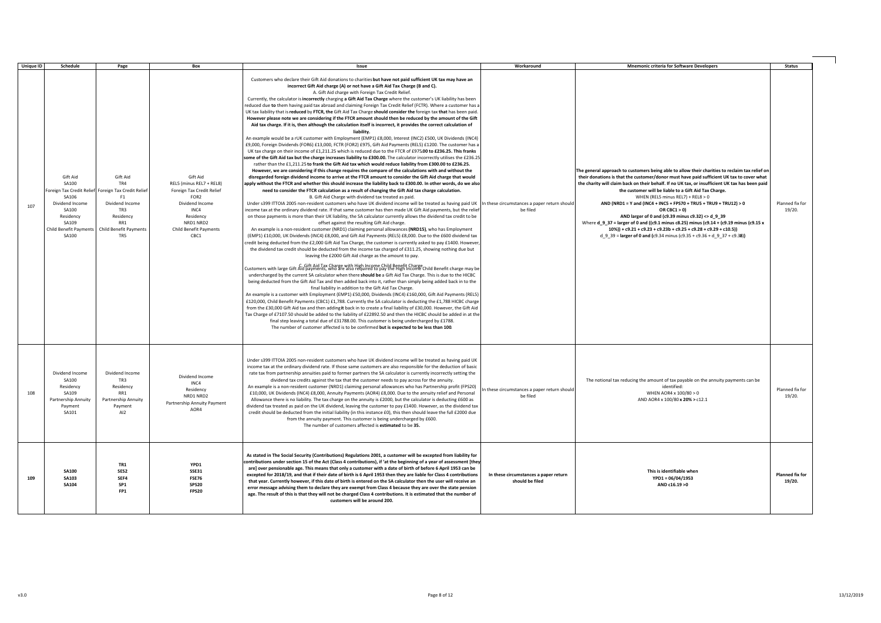| Unique ID | Schedule | Page | Box | Issue | Workaround | Mnemonic criteria for Software Developers | Status |
| --- | --- | --- | --- | --- | --- | --- | --- |
| 107 | Gift Aid<br>SA100<br>Foreign Tax Credit Relief<br>SA106<br>Dividend Income<br>SA100<br>Residency<br>SA109<br>Child Benefit Payments<br>SA100 | Gift Aid<br>TR4<br>Foreign Tax Credit Relief<br>F1<br>Dividend Income<br>TR3<br>Residency<br>RR1<br>Child Benefit Payments<br>TR5 | Gift Aid<br>REL5 (minus REL7 + REL8)<br>Foreign Tax Credit Relief<br>FOR2<br>Dividend Income<br>INC4<br>Residency<br>NRD1 NRD2<br>Child Benefit Payments<br>CBC1 | Customers who declare their Gift Aid donations to charities **but have not paid sufficient UK tax may have an incorrect Gift Aid charge (A) or not have a Gift Aid Tax Charge (B and C).**<br>A. Gift Aid charge with Foreign Tax Credit Relief.<br>Currently, the calculator is **incorrectly** charging **a Gift Aid Tax Charge** where the customer's UK liability has been reduced due **to** them having paid tax abroad and claiming Foreign Tax Credit Relief (FCTR). Where a customer has a UK tax liability that is **reduced** by **FTCR,** the Gift Aid Tax Charge **should consider the** foreign tax **that** has been paid. **However please note we are considering if the FTCR amount should then be reduced by the amount of the Gift Aid tax charge. If it is, then although the calculation itself is incorrect, it provides the correct calculation of liability.**<br>An example would be a rUK customer with Employment (EMP1) £8,000, Interest (INC2) £500, UK Dividends (INC4) £9,000, Foreign Dividends (FOR6) £13,000, FCTR (FOR2) £975, Gift Aid Payments (REL5) £1200. The customer has a UK tax charge on their income of £1,211.25 which is reduced due to the FTCR of £975**.00 to £236.25. This franks some of the Gift Aid tax but the charge increases liability to £300.00.** The calculator incorrectly utilises the £236.25 rather than the £1,211.25 **to frank the Gift Aid tax which would reduce liability from £300.00 to £236.25.**<br>**However, we are considering if this change requires the compare of the calculations with and without the disregarded foreign dividend income to arrive at the FTCR amount to consider the Gift Aid charge that would apply without the FTCR and whether this should increase the liability back to £300.00. In other words, do we also need to consider the FTCR calculation as a result of changing the Gift Aid tax charge calculation.**<br>B. Gift Aid Charge with dividend tax treated as paid.<br>Under s399 ITTOIA 2005 non-resident customers who have UK dividend income will be treated as having paid UK income tax at the ordinary dividend rate. If that same customer has then made UK Gift Aid payments, but the relief on those payments is more than their UK liability, the SA calculator currently allows the dividend tax credit to be offset against the resulting Gift Aid charge.<br>An example is a non-resident customer (NRD1) claiming personal allowances **(NRD5)**, who has Employment (EMP1) £10,000, UK Dividends (INC4) £8,000, and Gift Aid Payments (REL5) £8,000. Due to the £600 dividend tax credit being deducted from the £2,000 Gift Aid Tax Charge, the customer is currently asked to pay £1400. However, the dividend tax credit should be deducted from the income tax charged of £311.25, showing nothing due but leaving the £2000 Gift Aid charge as the amount to pay.<br>C. Gift Aid Tax Charge with High Income Child Benefit Charge.<br>Customers with large Gift Aid payments, who are also required to pay the High Income Child Benefit charge may be undercharged by the current SA calculator when there **should be** a Gift Aid Tax Charge. This is due to the HICBC being deducted from the Gift Aid Tax and then added back into it, rather than simply being added back in to the final liability in addition to the Gift Aid Tax Charge.<br>An example is a customer with Employment (EMP1) £50,000, Dividends (INC4) £160,000, Gift Aid Payments (REL5) £120,000, Child Benefit Payments (CBC1) £1,788. Currently the SA calculator is deducting the £1,788 HICBC charge from the £30,000 Gift Aid tax and then adding **it** back in to create a final liability of £30,000. However, the Gift Aid Tax Charge of £7107.50 should be added to the liability of £22892.50 and then the HICBC should be added in at the final step leaving a total due of £31788.00. This customer is being undercharged by £1788.<br>The number of customer affected is to be confirmed **but is expected to be less than 100**. | In these circumstances a paper return should be filed | **The general approach to customers being able to allow their charities to reclaim tax relief on their donations is that the customer/donor must have paid sufficient UK tax to cover what the charity will claim back on their behalf. If no UK tax, or insufficient UK tax has been paid the customer will be liable to a Gift Aid Tax Charge.**<br>WHEN (REL5 minus REL7) + REL8 > 0<br>**AND (NRD1 = Y and (INC4 + INC5 + FPS70 + TRU5 + TRU9 + TRU12) > 0**<br>**OR CBC1 > 0)**<br>**AND larger of 0 and (c9.39 minus c9.32) <> d_9_39**<br>Where **d_9_37 = larger of 0 and ((c9.1 minus c8.25) minus (c9.14 + (c9.19 minus (c9.15 x 10%)) + c9.21 + c9.23 + c9.23b + c9.25 + c9.28 + c9.29 + c10.5))**<br>d_9_39 = **larger of 0 and (**c9.34 minus (c9.35 + c9.36 + d_9_37 + c9.3**8))** | Planned fix for 19/20. |
| 108 | Dividend Income<br>SA100<br>Residency<br>SA109<br>Partnership Annuity Payment<br>SA101 | Dividend Income<br>TR3<br>Residency<br>RR1<br>Partnership Annuity Payment<br>AI2 | Dividend Income<br>INC4<br>Residency<br>NRD1 NRD2<br>Partnership Annuity Payment<br>AOR4 | Under s399 ITTOIA 2005 non-resident customers who have UK dividend income will be treated as having paid UK income tax at the ordinary dividend rate. If those same customers are also responsible for the deduction of basic rate tax from partnership annuities paid to former partners the SA calculator is currently incorrectly setting the dividend tax credits against the tax that the customer needs to pay across for the annuity.<br>An example is a non-resident customer (NRD1) claiming personal allowances who has Partnership profit (FPS20) £10,000, UK Dividends (INC4) £8,000, Annuity Payments (AOR4) £8,000. Due to the annuity relief and Personal Allowance there is no liability. The tax charge on the annuity is £2000, but the calculator is deducting £600 as dividend tax treated as paid on the UK dividend, leaving the customer to pay £1400. However, as the dividend tax credit should be deducted from the initial liability (in this instance £0), this then should leave the full £2000 due from the annuity payment. This customer is being undercharged by £600.<br>The number of customers affected is **estimated** to be **35.** | In these circumstances a paper return should be filed | The notional tax reducing the amount of tax payable on the annuity payments can be identified:<br>WHEN AOR4 x 100/80 > 0<br>AND AOR4 x 100/80 **x 20% >** c12.1 | Planned fix for 19/20. |
| 109 | **SA100**<br>**SA103**<br>**SA104** | **TR1**<br>**SES2**<br>**SEF4**<br>**SP1**<br>**FP1** | **YPD1**<br>**SSE31**<br>**FSE76**<br>**SPS20**<br>**FPS20** | **As stated in The Social Security (Contributions) Regulations 2001, a customer will be excepted from liability for contributions under section 15 of the Act (Class 4 contributions), if 'at the beginning of a year of assessment [they are] over pensionable age. This means that only a customer with a date of birth of before 6 April 1953 can be excepted for 2018/19, and that if their date of birth is 6 April 1953 then they are liable for Class 4 contributions that year. Currently however, if this date of birth is entered on the SA calculator then the user will receive an error message advising them to declare they are exempt from Class 4 because they are over the state pension age. The result of this is that they will not be charged Class 4 contributions. It is estimated that the number of customers will be around 200.** | **In these circumstances a paper return should be filed** | **This is identifiable when**<br>**YPD1 = 06/04/1953**<br>**AND c16.19 >0** | **Planned fix for 19/20.** |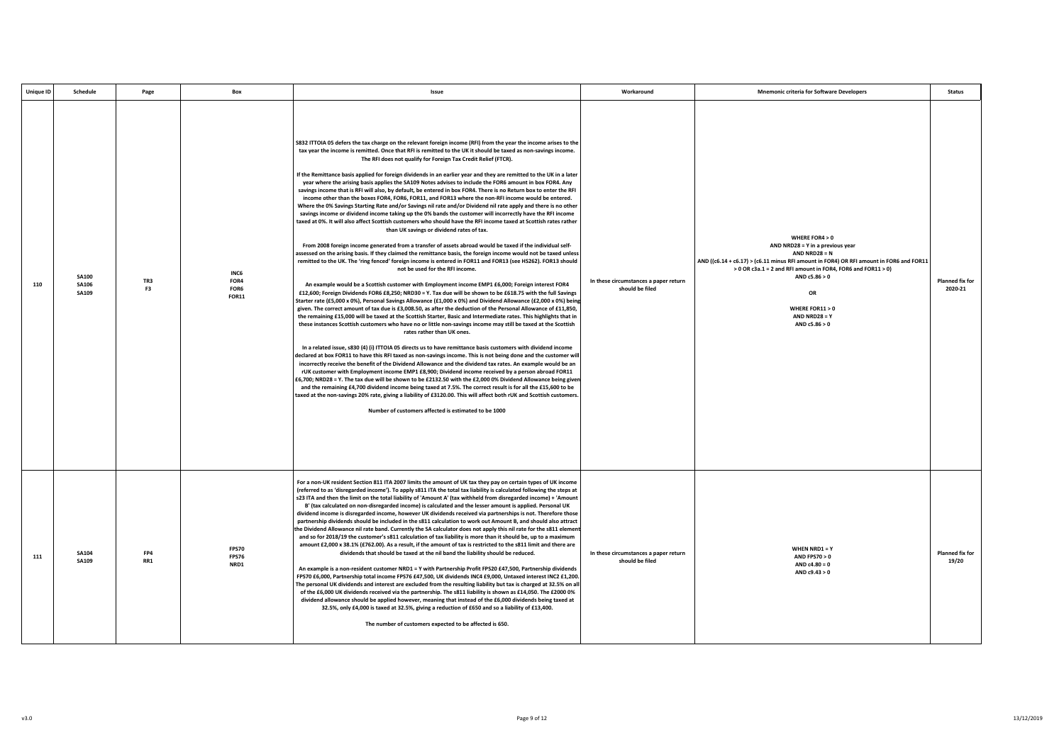| Unique ID | Schedule | Page | Box | Issue | Workaround | Mnemonic criteria for Software Developers | Status |
|---|---|---|---|---|---|---|---|
| 110 | SA100<br>SA106<br>SA109 | TR3<br>F3 | INC6<br>FOR4<br>FOR6<br>FOR11 | S832 ITTOIA 05 defers the tax charge on the relevant foreign income (RFI) from the year the income arises to the tax year the income is remitted. Once that RFI is remitted to the UK it should be taxed as non-savings income. The RFI does not qualify for Foreign Tax Credit Relief (FTCR).<br><br>If the Remittance basis applied for foreign dividends in an earlier year and they are remitted to the UK in a later year where the arising basis applies the SA109 Notes advises to include the FOR6 amount in box FOR4. Any savings income that is RFI will also, by default, be entered in box FOR4. There is no Return box to enter the RFI income other than the boxes FOR4, FOR6, FOR11, and FOR13 where the non-RFI income would be entered. Where the 0% Savings Starting Rate and/or Savings nil rate and/or Dividend nil rate apply and there is no other savings income or dividend income taking up the 0% bands the customer will incorrectly have the RFI income taxed at 0%. It will also affect Scottish customers who should have the RFI income taxed at Scottish rates rather than UK savings or dividend rates of tax.<br><br>From 2008 foreign income generated from a transfer of assets abroad would be taxed if the individual self-assessed on the arising basis. If they claimed the remittance basis, the foreign income would not be taxed unless remitted to the UK. The 'ring fenced' foreign income is entered in FOR11 and FOR13 (see HS262). FOR13 should not be used for the RFI income.<br><br>An example would be a Scottish customer with Employment income EMP1 £6,000; Foreign interest FOR4 £12,600; Foreign Dividends FOR6 £8,250; NRD30 = Y. Tax due will be shown to be £618.75 with the full Savings Starter rate (£5,000 x 0%), Personal Savings Allowance (£1,000 x 0%) and Dividend Allowance (£2,000 x 0%) being given. The correct amount of tax due is £3,008.50, as after the deduction of the Personal Allowance of £11,850, the remaining £15,000 will be taxed at the Scottish Starter, Basic and Intermediate rates. This highlights that in these instances Scottish customers who have no or little non-savings income may still be taxed at the Scottish rates rather than UK ones.<br><br>In a related issue, s830 (4) (i) ITTOIA 05 directs us to have remittance basis customers with dividend income declared at box FOR11 to have this RFI taxed as non-savings income. This is not being done and the customer will incorrectly receive the benefit of the Dividend Allowance and the dividend tax rates. An example would be an rUK customer with Employment income EMP1 £8,900; Dividend income received by a person abroad FOR11 £6,700; NRD28 = Y. The tax due will be shown to be £2132.50 with the £2,000 0% Dividend Allowance being given and the remaining £4,700 dividend income being taxed at 7.5%. The correct result is for all the £15,600 to be taxed at the non-savings 20% rate, giving a liability of £3120.00. This will affect both rUK and Scottish customers.<br><br>Number of customers affected is estimated to be 1000 | In these circumstances a paper return should be filed | WHERE FOR4 > 0<br>AND NRD28 = Y in a previous year<br>AND NRD28 = N<br>AND ((c6.14 + c6.17) > (c6.11 minus RFI amount in FOR4) OR RFI amount in FOR6 and FOR11 > 0 OR c3a.1 = 2 and RFI amount in FOR4, FOR6 and FOR11 > 0)<br>AND c5.86 > 0<br><br>OR<br><br>WHERE FOR11 > 0<br>AND NRD28 = Y<br>AND c5.86 > 0 | Planned fix for 2020-21 |
| 111 | SA104<br>SA109 | FP4<br>RR1 | FPS70<br>FPS76<br>NRD1 | For a non-UK resident Section 811 ITA 2007 limits the amount of UK tax they pay on certain types of UK income (referred to as 'disregarded income'). To apply s811 ITA the total tax liability is calculated following the steps at s23 ITA and then the limit on the total liability of 'Amount A' (tax withheld from disregarded income) + 'Amount B' (tax calculated on non-disregarded income) is calculated and the lesser amount is applied. Personal UK dividend income is disregarded income, however UK dividends received via partnerships is not. Therefore those partnership dividends should be included in the s811 calculation to work out Amount B, and should also attract the Dividend Allowance nil rate band. Currently the SA calculator does not apply this nil rate for the s811 element and so for 2018/19 the customer's s811 calculation of tax liability is more than it should be, up to a maximum amount £2,000 x 38.1% (£762.00). As a result, if the amount of tax is restricted to the s811 limit and there are dividends that should be taxed at the nil band the liability should be reduced.<br><br>An example is a non-resident customer NRD1 = Y with Partnership Profit FPS20 £47,500, Partnership dividends FPS70 £6,000, Partnership total income FPS76 £47,500, UK dividends INC4 £9,000, Untaxed interest INC2 £1,200. The personal UK dividends and interest are excluded from the resulting liability but tax is charged at 32.5% on all of the £6,000 UK dividends received via the partnership. The s811 liability is shown as £14,050. The £2000 0% dividend allowance should be applied however, meaning that instead of the £6,000 dividends being taxed at 32.5%, only £4,000 is taxed at 32.5%, giving a reduction of £650 and so a liability of £13,400.<br><br>The number of customers expected to be affected is 650. | In these circumstances a paper return should be filed | WHEN NRD1 = Y<br>AND FPS70 > 0<br>AND c4.80 = 0<br>AND c9.43 > 0 | Planned fix for 19/20 |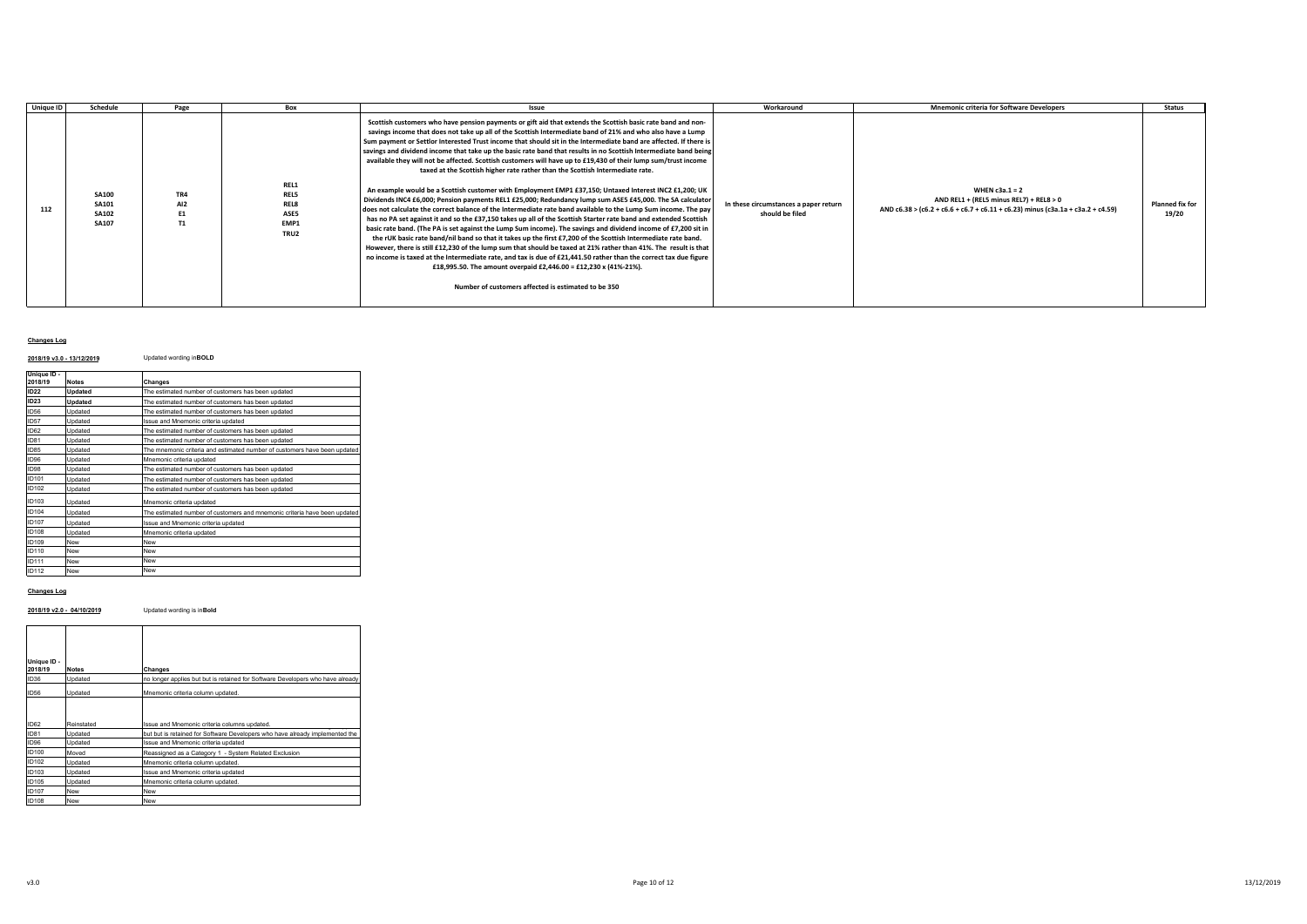| Unique ID | Schedule | Page | Box | Issue | Workaround | Mnemonic criteria for Software Developers | Status |
|---|---|---|---|---|---|---|---|
| 112 | SA100<br>SA101<br>SA102<br>SA107 | TR4<br>AI2<br>E1<br>T1 | REL1<br>REL5<br>REL8<br>ASE5<br>EMP1<br>TRU2 | **Scottish customers who have pension payments or gift aid that extends the Scottish basic rate band and non-savings income that does not take up all of the Scottish Intermediate band of 21% and who also have a Lump Sum payment or Settlor Interested Trust income that should sit in the Intermediate band are affected. If there is savings and dividend income that take up the basic rate band that results in no Scottish Intermediate band being available they will not be affected. Scottish customers will have up to £19,430 of their lump sum/trust income taxed at the Scottish higher rate rather than the Scottish Intermediate rate.**<br><br>**An example would be a Scottish customer with Employment EMP1 £37,150; Untaxed Interest INC2 £1,200; UK Dividends INC4 £6,000; Pension payments REL1 £25,000; Redundancy lump sum ASE5 £45,000. The SA calculator does not calculate the correct balance of the Intermediate rate band available to the Lump Sum income. The pay has no PA set against it and so the £37,150 takes up all of the Scottish Starter rate band and extended Scottish basic rate band. (The PA is set against the Lump Sum income). The savings and dividend income of £7,200 sit in the rUK basic rate band/nil band so that it takes up the first £7,200 of the Scottish Intermediate rate band. However, there is still £12,230 of the lump sum that should be taxed at 21% rather than 41%. The result is that no income is taxed at the Intermediate rate, and tax is due of £21,441.50 rather than the correct tax due figure £18,995.50. The amount overpaid £2,446.00 = £12,230 x (41%-21%).**<br><br>**Number of customers affected is estimated to be 350** | **In these circumstances a paper return should be filed** | **WHEN c3a.1 = 2**<br>**AND REL1 + (REL5 minus REL7) + REL8 > 0**<br>**AND c6.38 > (c6.2 + c6.6 + c6.7 + c6.11 + c6.23) minus (c3a.1a + c3a.2 + c4.59)** | **Planned fix for 19/20** |

**Changes Log**

**2018/19 v3.0 - 13/12/2019** Updated wording in **BOLD**

| Unique ID - 2018/19 | Notes | Changes |
|---|---|---|
| **ID22** | **Updated** | The estimated number of customers has been updated |
| **ID23** | **Updated** | The estimated number of customers has been updated |
| ID56 | Updated | The estimated number of customers has been updated |
| ID57 | Updated | Issue and Mnemonic criteria updated |
| ID62 | Updated | The estimated number of customers has been updated |
| ID81 | Updated | The estimated number of customers has been updated |
| ID85 | Updated | The mnemonic criteria and estimated number of customers have been updated |
| ID96 | Updated | Mnemonic criteria updated |
| ID98 | Updated | The estimated number of customers has been updated |
| ID101 | Updated | The estimated number of customers has been updated |
| ID102 | Updated | The estimated number of customers has been updated |
| ID103 | Updated | Mnemonic criteria updated |
| ID104 | Updated | The estimated number of customers and mnemonic criteria have been updated |
| ID107 | Updated | Issue and Mnemonic criteria updated |
| ID108 | Updated | Mnemonic criteria updated |
| ID109 | New | New |
| ID110 | New | New |
| ID111 | New | New |
| ID112 | New | New |

**Changes Log**

**2018/19 v2.0 - 04/10/2019** Updated wording is in **Bold**

| Unique ID - 2018/19 | Notes | Changes |
|---|---|---|
| ID36 | Updated | no longer applies but but is retained for Software Developers who have already |
| ID56 | Updated | Mnemonic criteria column updated. |
| ID62 | Reinstated | Issue and Mnemonic criteria columns updated. |
| ID81 | Updated | but but is retained for Software Developers who have already implemented the |
| ID96 | Updated | Issue and Mnemonic criteria updated |
| ID100 | Moved | Reassigned as a Category 1 - System Related Exclusion |
| ID102 | Updated | Mnemonic criteria column updated. |
| ID103 | Updated | Issue and Mnemonic criteria updated |
| ID105 | Updated | Mnemonic criteria column updated. |
| ID107 | New | New |
| ID108 | New | New |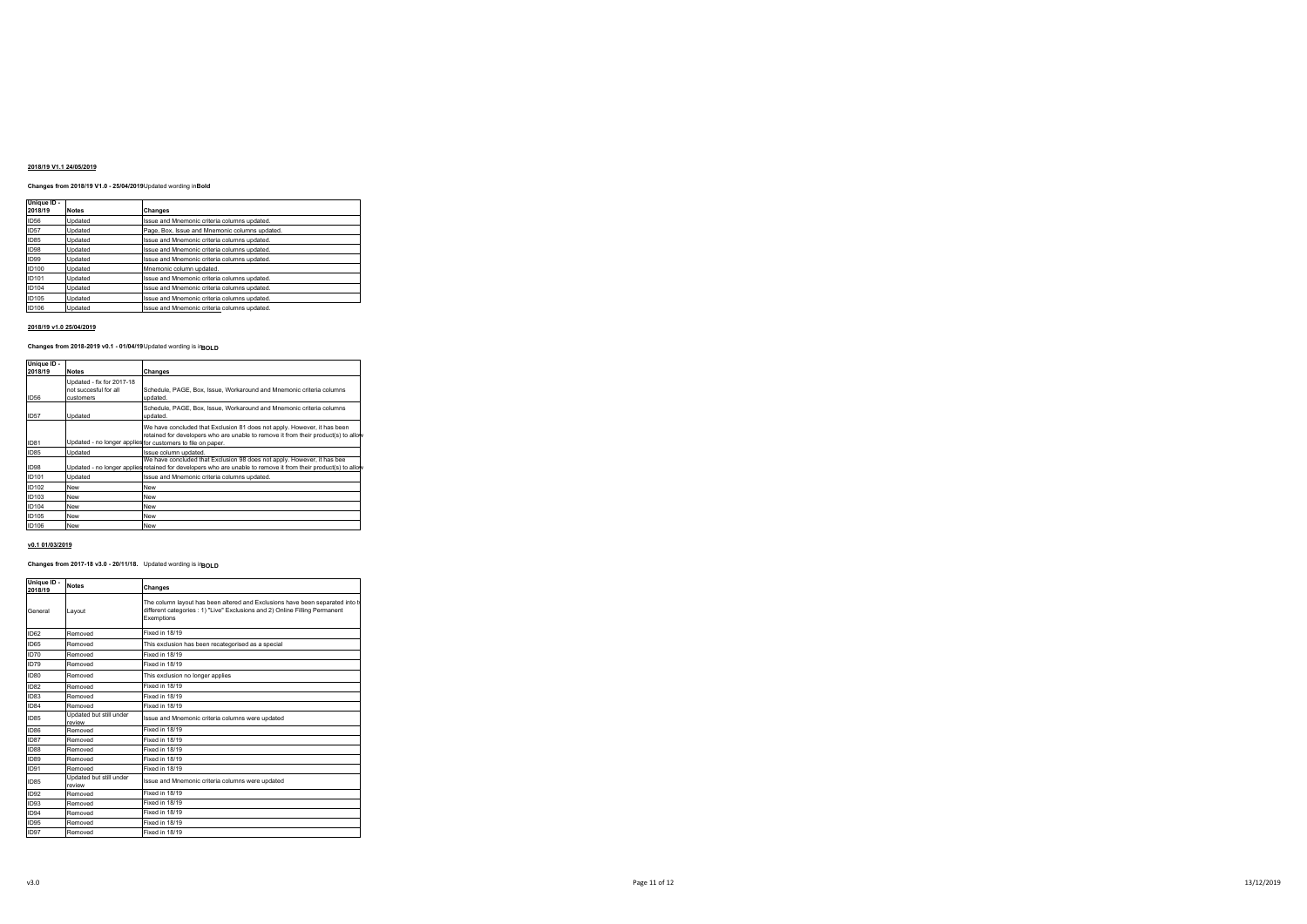**2018/19 V1.1 24/05/2019**

**Changes from 2018/19 V1.0 - 25/04/2019**Updated wording in**Bold**

| Unique ID - 2018/19 | Notes | Changes |
|---|---|---|
| ID56 | Updated | Issue and Mnemonic criteria columns updated. |
| ID57 | Updated | Page, Box, Issue and Mnemonic columns updated. |
| ID85 | Updated | Issue and Mnemonic criteria columns updated. |
| ID98 | Updated | Issue and Mnemonic criteria columns updated. |
| ID99 | Updated | Issue and Mnemonic criteria columns updated. |
| ID100 | Updated | Mnemonic column updated. |
| ID101 | Updated | Issue and Mnemonic criteria columns updated. |
| ID104 | Updated | Issue and Mnemonic criteria columns updated. |
| ID105 | Updated | Issue and Mnemonic criteria columns updated. |
| ID106 | Updated | Issue and Mnemonic criteria columns updated. |

**2018/19 v1.0 25/04/2019**

**Changes from 2018-2019 v0.1 - 01/04/19**Updated wording is in**BOLD**

| Unique ID - 2018/19 | Notes | Changes |
|---|---|---|
| ID56 | Updated - fix for 2017-18 not succesful for all customers | Schedule, PAGE, Box, Issue, Workaround and Mnemonic criteria columns updated. |
| ID57 | Updated | Schedule, PAGE, Box, Issue, Workaround and Mnemonic criteria columns updated. |
| ID81 | Updated - no longer applies | We have concluded that Exclusion 81 does not apply. However, it has been retained for developers who are unable to remove it from their product(s) to allow for customers to file on paper. |
| ID85 | Updated | Issue column updated. |
| ID98 | Updated - no longer applies | We have concluded that Exclusion 98 does not apply. However, it has bee retained for developers who are unable to remove it from their product(s) to allow |
| ID101 | Updated | Issue and Mnemonic criteria columns updated. |
| ID102 | New | New |
| ID103 | New | New |
| ID104 | New | New |
| ID105 | New | New |
| ID106 | New | New |

**v0.1 01/03/2019**

**Changes from 2017-18 v3.0 - 20/11/18.** Updated wording is in**BOLD**

| Unique ID - 2018/19 | Notes | Changes |
|---|---|---|
| General | Layout | The column layout has been altered and Exclusions have been separated into t different categories : 1) "Live" Exclusions and 2) Online Filling Permanent Exemptions |
| ID62 | Removed | Fixed in 18/19 |
| ID65 | Removed | This exclusion has been recategorised as a special |
| ID70 | Removed | Fixed in 18/19 |
| ID79 | Removed | Fixed in 18/19 |
| ID80 | Removed | This exclusion no longer applies |
| ID82 | Removed | Fixed in 18/19 |
| ID83 | Removed | Fixed in 18/19 |
| ID84 | Removed | Fixed in 18/19 |
| ID85 | Updated but still under review | Issue and Mnemonic criteria columns were updated |
| ID86 | Removed | Fixed in 18/19 |
| ID87 | Removed | Fixed in 18/19 |
| ID88 | Removed | Fixed in 18/19 |
| ID89 | Removed | Fixed in 18/19 |
| ID91 | Removed | Fixed in 18/19 |
| ID85 | Updated but still under review | Issue and Mnemonic criteria columns were updated |
| ID92 | Removed | Fixed in 18/19 |
| ID93 | Removed | Fixed in 18/19 |
| ID94 | Removed | Fixed in 18/19 |
| ID95 | Removed | Fixed in 18/19 |
| ID97 | Removed | Fixed in 18/19 |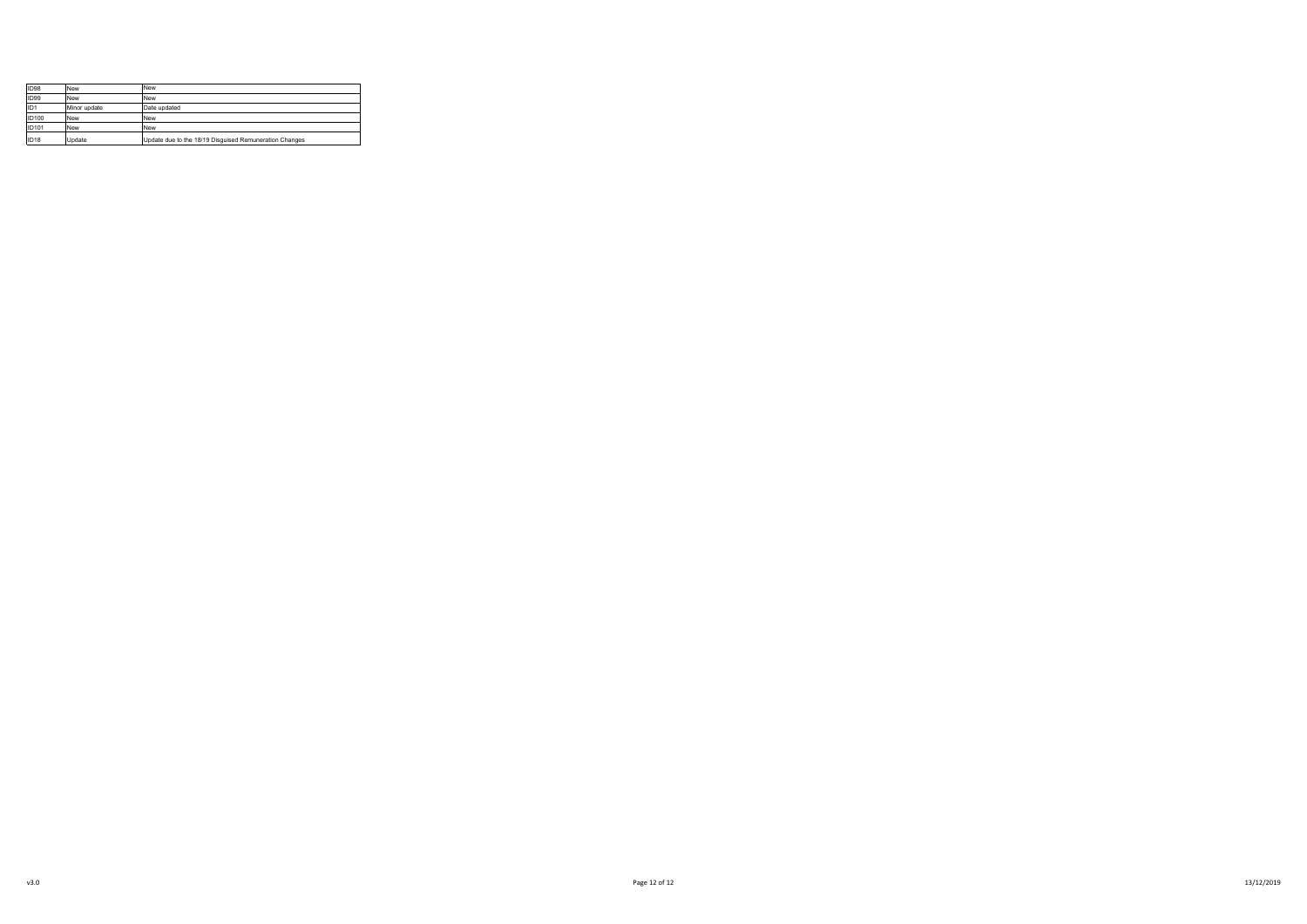| | | |
|---|---|---|
| ID98 | New | New |
| ID99 | New | New |
| ID1 | Minor update | Date updated |
| ID100 | New | New |
| ID101 | New | New |
| ID18 | Update | Update due to the 18/19 Disguised Remuneration Changes |